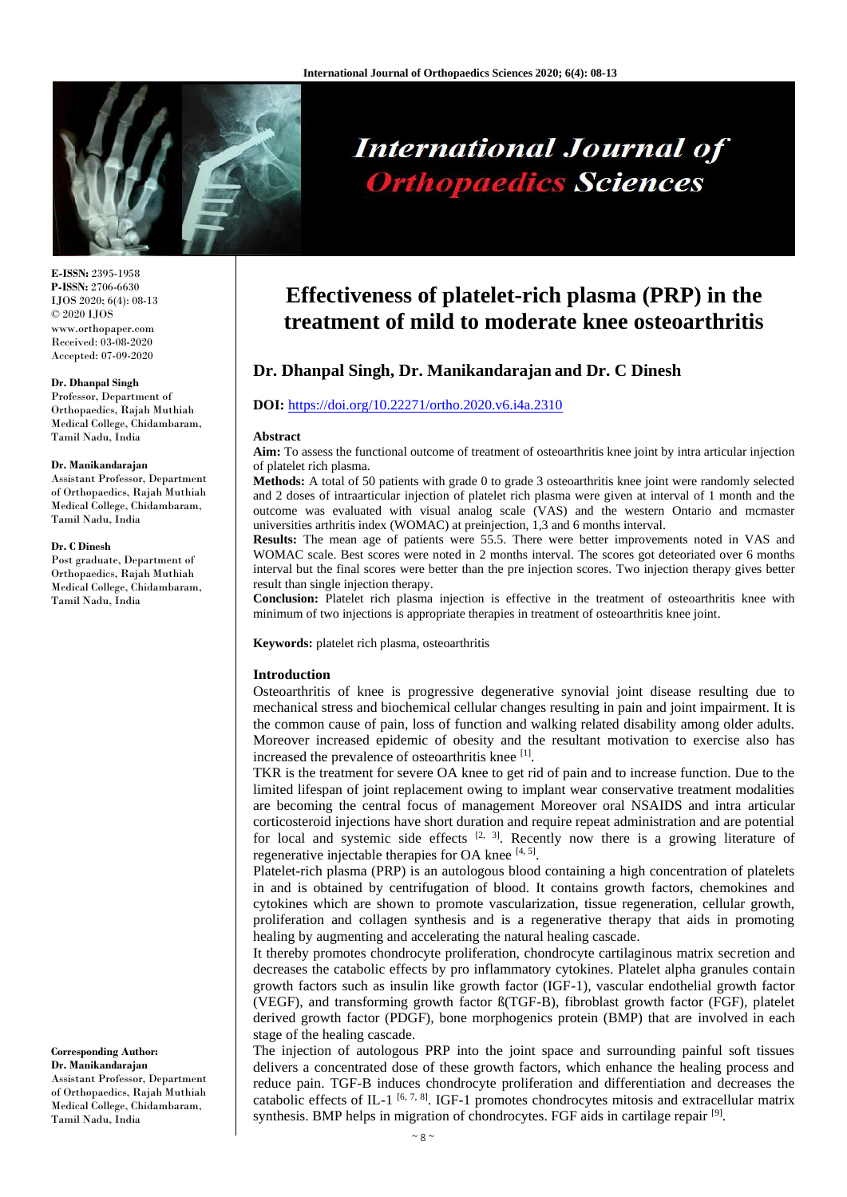**E-ISSN:** 2395-1958
**P-ISSN:** 2706-6630
IJOS 2020; 6(4): 08-13
© 2020 IJOS
www.orthopaper.com
Received: 03-08-2020
Accepted: 07-09-2020

**Dr. Dhanpal Singh**
Professor, Department of Orthopaedics, Rajah Muthiah Medical College, Chidambaram, Tamil Nadu, India

**Dr. Manikandarajan**
Assistant Professor, Department of Orthopaedics, Rajah Muthiah Medical College, Chidambaram, Tamil Nadu, India

**Dr. C Dinesh**
Post graduate, Department of Orthopaedics, Rajah Muthiah Medical College, Chidambaram, Tamil Nadu, India

**Corresponding Author:**
**Dr. Manikandarajan**
Assistant Professor, Department of Orthopaedics, Rajah Muthiah Medical College, Chidambaram, Tamil Nadu, India

# Effectiveness of platelet-rich plasma (PRP) in the treatment of mild to moderate knee osteoarthritis

## Dr. Dhanpal Singh, Dr. Manikandarajan and Dr. C Dinesh

**DOI:** https://doi.org/10.22271/ortho.2020.v6.i4a.2310

### Abstract

**Aim:** To assess the functional outcome of treatment of osteoarthritis knee joint by intra articular injection of platelet rich plasma.

**Methods:** A total of 50 patients with grade 0 to grade 3 osteoarthritis knee joint were randomly selected and 2 doses of intraarticular injection of platelet rich plasma were given at interval of 1 month and the outcome was evaluated with visual analog scale (VAS) and the western Ontario and mcmaster universities arthritis index (WOMAC) at preinjection, 1,3 and 6 months interval.

**Results:** The mean age of patients were 55.5. There were better improvements noted in VAS and WOMAC scale. Best scores were noted in 2 months interval. The scores got deteoriated over 6 months interval but the final scores were better than the pre injection scores. Two injection therapy gives better result than single injection therapy.

**Conclusion:** Platelet rich plasma injection is effective in the treatment of osteoarthritis knee with minimum of two injections is appropriate therapies in treatment of osteoarthritis knee joint.

**Keywords:** platelet rich plasma, osteoarthritis

### Introduction

Osteoarthritis of knee is progressive degenerative synovial joint disease resulting due to mechanical stress and biochemical cellular changes resulting in pain and joint impairment. It is the common cause of pain, loss of function and walking related disability among older adults. Moreover increased epidemic of obesity and the resultant motivation to exercise also has increased the prevalence of osteoarthritis knee [1].

TKR is the treatment for severe OA knee to get rid of pain and to increase function. Due to the limited lifespan of joint replacement owing to implant wear conservative treatment modalities are becoming the central focus of management Moreover oral NSAIDS and intra articular corticosteroid injections have short duration and require repeat administration and are potential for local and systemic side effects [2, 3]. Recently now there is a growing literature of regenerative injectable therapies for OA knee [4, 5].

Platelet-rich plasma (PRP) is an autologous blood containing a high concentration of platelets in and is obtained by centrifugation of blood. It contains growth factors, chemokines and cytokines which are shown to promote vascularization, tissue regeneration, cellular growth, proliferation and collagen synthesis and is a regenerative therapy that aids in promoting healing by augmenting and accelerating the natural healing cascade.

It thereby promotes chondrocyte proliferation, chondrocyte cartilaginous matrix secretion and decreases the catabolic effects by pro inflammatory cytokines. Platelet alpha granules contain growth factors such as insulin like growth factor (IGF-1), vascular endothelial growth factor (VEGF), and transforming growth factor ß(TGF-B), fibroblast growth factor (FGF), platelet derived growth factor (PDGF), bone morphogenics protein (BMP) that are involved in each stage of the healing cascade.

The injection of autologous PRP into the joint space and surrounding painful soft tissues delivers a concentrated dose of these growth factors, which enhance the healing process and reduce pain. TGF-B induces chondrocyte proliferation and differentiation and decreases the catabolic effects of IL-1 [6, 7, 8]. IGF-1 promotes chondrocytes mitosis and extracellular matrix synthesis. BMP helps in migration of chondrocytes. FGF aids in cartilage repair [9].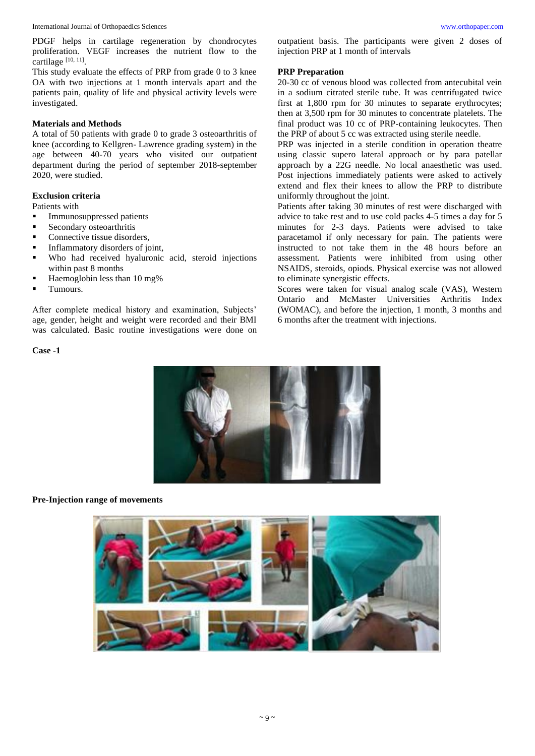PDGF helps in cartilage regeneration by chondrocytes proliferation. VEGF increases the nutrient flow to the cartilage [10, 11].

This study evaluate the effects of PRP from grade 0 to 3 knee OA with two injections at 1 month intervals apart and the patients pain, quality of life and physical activity levels were investigated.

## Materials and Methods

A total of 50 patients with grade 0 to grade 3 osteoarthritis of knee (according to Kellgren- Lawrence grading system) in the age between 40-70 years who visited our outpatient department during the period of september 2018-september 2020, were studied.

### Exclusion criteria

Patients with

- Immunosuppressed patients
- Secondary osteoarthritis
- Connective tissue disorders,
- Inflammatory disorders of joint,
- Who had received hyaluronic acid, steroid injections within past 8 months
- Haemoglobin less than 10 mg%
- Tumours.

After complete medical history and examination, Subjects' age, gender, height and weight were recorded and their BMI was calculated. Basic routine investigations were done on outpatient basis. The participants were given 2 doses of injection PRP at 1 month of intervals

### PRP Preparation

20-30 cc of venous blood was collected from antecubital vein in a sodium citrated sterile tube. It was centrifugated twice first at 1,800 rpm for 30 minutes to separate erythrocytes; then at 3,500 rpm for 30 minutes to concentrate platelets. The final product was 10 cc of PRP-containing leukocytes. Then the PRP of about 5 cc was extracted using sterile needle.

PRP was injected in a sterile condition in operation theatre using classic supero lateral approach or by para patellar approach by a 22G needle. No local anaesthetic was used. Post injections immediately patients were asked to actively extend and flex their knees to allow the PRP to distribute uniformly throughout the joint.

Patients after taking 30 minutes of rest were discharged with advice to take rest and to use cold packs 4-5 times a day for 5 minutes for 2-3 days. Patients were advised to take paracetamol if only necessary for pain. The patients were instructed to not take them in the 48 hours before an assessment. Patients were inhibited from using other NSAIDS, steroids, opiods. Physical exercise was not allowed to eliminate synergistic effects.

Scores were taken for visual analog scale (VAS), Western Ontario and McMaster Universities Arthritis Index (WOMAC), and before the injection, 1 month, 3 months and 6 months after the treatment with injections.

**Case -1**

**Pre-Injection range of movements**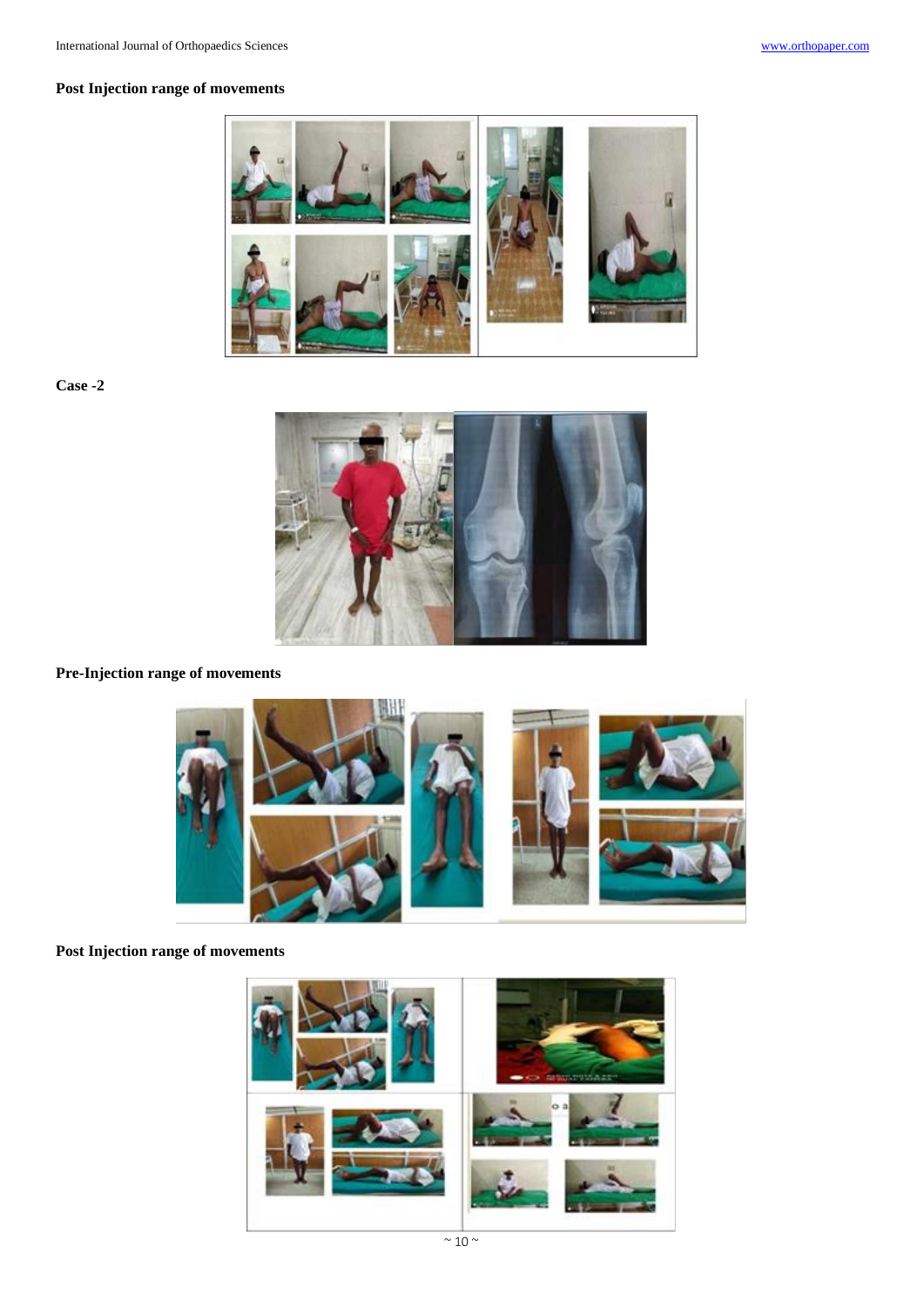**Post Injection range of movements**

**Case -2**

**Pre-Injection range of movements**

**Post Injection range of movements**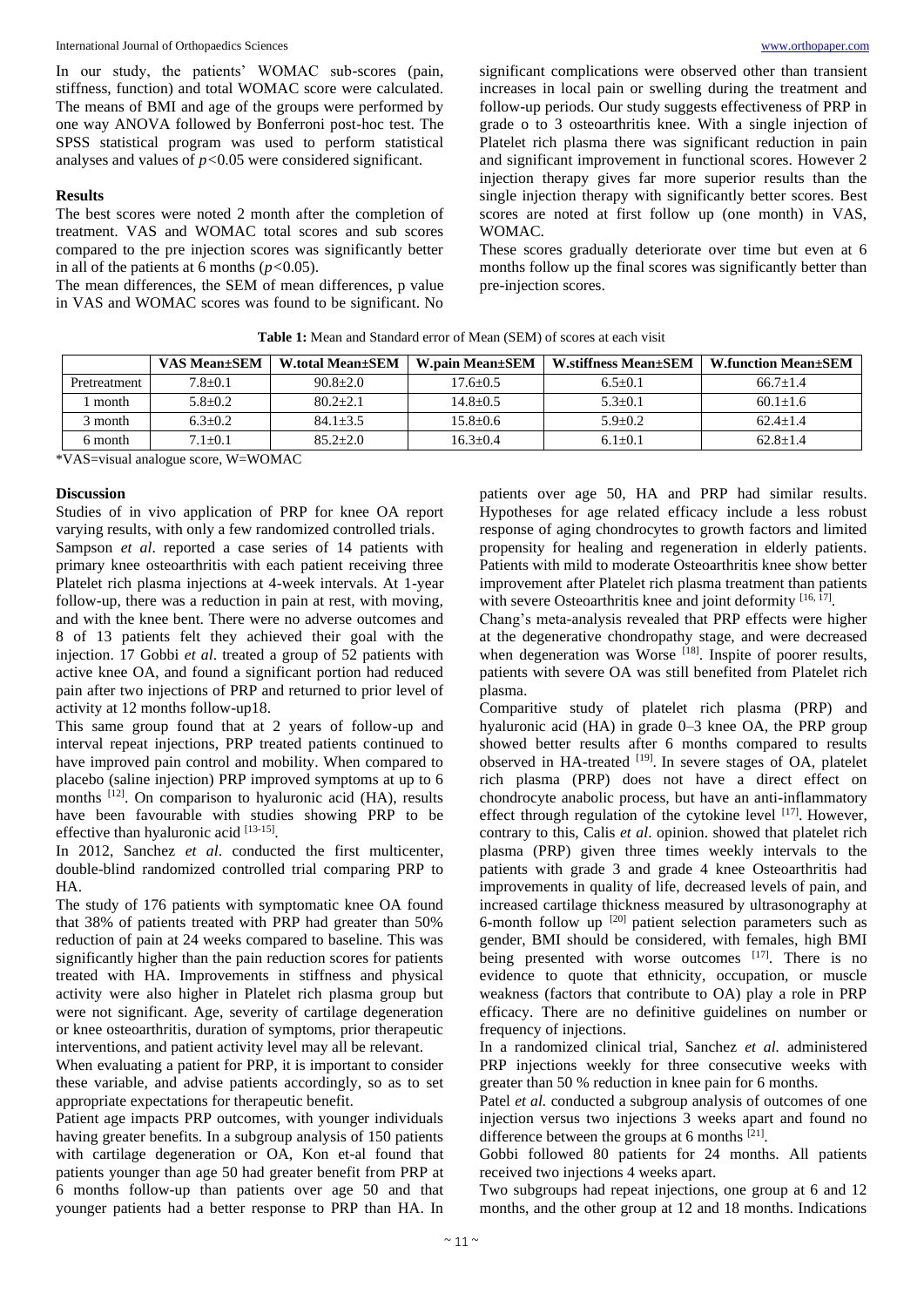In our study, the patients' WOMAC sub-scores (pain, stiffness, function) and total WOMAC score were calculated. The means of BMI and age of the groups were performed by one way ANOVA followed by Bonferroni post-hoc test. The SPSS statistical program was used to perform statistical analyses and values of $p<0.05$ were considered significant.

## Results

The best scores were noted 2 month after the completion of treatment. VAS and WOMAC total scores and sub scores compared to the pre injection scores was significantly better in all of the patients at 6 months ($p<0.05$).

The mean differences, the SEM of mean differences, p value in VAS and WOMAC scores was found to be significant. No significant complications were observed other than transient increases in local pain or swelling during the treatment and follow-up periods. Our study suggests effectiveness of PRP in grade o to 3 osteoarthritis knee. With a single injection of Platelet rich plasma there was significant reduction in pain and significant improvement in functional scores. However 2 injection therapy gives far more superior results than the single injection therapy with significantly better scores. Best scores are noted at first follow up (one month) in VAS, WOMAC.

These scores gradually deteriorate over time but even at 6 months follow up the final scores was significantly better than pre-injection scores.

**Table 1:** Mean and Standard error of Mean (SEM) of scores at each visit

| | VAS Mean±SEM | W.total Mean±SEM | W.pain Mean±SEM | W.stiffness Mean±SEM | W.function Mean±SEM |
|---|---|---|---|---|---|
| Pretreatment | 7.8±0.1 | 90.8±2.0 | 17.6±0.5 | 6.5±0.1 | 66.7±1.4 |
| 1 month | 5.8±0.2 | 80.2±2.1 | 14.8±0.5 | 5.3±0.1 | 60.1±1.6 |
| 3 month | 6.3±0.2 | 84.1±3.5 | 15.8±0.6 | 5.9±0.2 | 62.4±1.4 |
| 6 month | 7.1±0.1 | 85.2±2.0 | 16.3±0.4 | 6.1±0.1 | 62.8±1.4 |

*VAS=visual analogue score, W=WOMAC

## Discussion

Studies of in vivo application of PRP for knee OA report varying results, with only a few randomized controlled trials.

Sampson *et al*. reported a case series of 14 patients with primary knee osteoarthritis with each patient receiving three Platelet rich plasma injections at 4-week intervals. At 1-year follow-up, there was a reduction in pain at rest, with moving, and with the knee bent. There were no adverse outcomes and 8 of 13 patients felt they achieved their goal with the injection. 17 Gobbi *et al*. treated a group of 52 patients with active knee OA, and found a significant portion had reduced pain after two injections of PRP and returned to prior level of activity at 12 months follow-up18.

This same group found that at 2 years of follow-up and interval repeat injections, PRP treated patients continued to have improved pain control and mobility. When compared to placebo (saline injection) PRP improved symptoms at up to 6 months [12]. On comparison to hyaluronic acid (HA), results have been favourable with studies showing PRP to be effective than hyaluronic acid [13-15].

In 2012, Sanchez *et al*. conducted the first multicenter, double-blind randomized controlled trial comparing PRP to HA.

The study of 176 patients with symptomatic knee OA found that 38% of patients treated with PRP had greater than 50% reduction of pain at 24 weeks compared to baseline. This was significantly higher than the pain reduction scores for patients treated with HA. Improvements in stiffness and physical activity were also higher in Platelet rich plasma group but were not significant. Age, severity of cartilage degeneration or knee osteoarthritis, duration of symptoms, prior therapeutic interventions, and patient activity level may all be relevant.

When evaluating a patient for PRP, it is important to consider these variable, and advise patients accordingly, so as to set appropriate expectations for therapeutic benefit.

Patient age impacts PRP outcomes, with younger individuals having greater benefits. In a subgroup analysis of 150 patients with cartilage degeneration or OA, Kon et-al found that patients younger than age 50 had greater benefit from PRP at 6 months follow-up than patients over age 50 and that younger patients had a better response to PRP than HA. In patients over age 50, HA and PRP had similar results. Hypotheses for age related efficacy include a less robust response of aging chondrocytes to growth factors and limited propensity for healing and regeneration in elderly patients. Patients with mild to moderate Osteoarthritis knee show better improvement after Platelet rich plasma treatment than patients with severe Osteoarthritis knee and joint deformity [16, 17].

Chang's meta-analysis revealed that PRP effects were higher at the degenerative chondropathy stage, and were decreased when degeneration was Worse [18]. Inspite of poorer results, patients with severe OA was still benefited from Platelet rich plasma.

Comparitive study of platelet rich plasma (PRP) and hyaluronic acid (HA) in grade 0–3 knee OA, the PRP group showed better results after 6 months compared to results observed in HA-treated [19]. In severe stages of OA, platelet rich plasma (PRP) does not have a direct effect on chondrocyte anabolic process, but have an anti-inflammatory effect through regulation of the cytokine level [17]. However, contrary to this, Calis *et al*. opinion. showed that platelet rich plasma (PRP) given three times weekly intervals to the patients with grade 3 and grade 4 knee Osteoarthritis had improvements in quality of life, decreased levels of pain, and increased cartilage thickness measured by ultrasonography at 6-month follow up [20] patient selection parameters such as gender, BMI should be considered, with females, high BMI being presented with worse outcomes [17]. There is no evidence to quote that ethnicity, occupation, or muscle weakness (factors that contribute to OA) play a role in PRP efficacy. There are no definitive guidelines on number or frequency of injections.

In a randomized clinical trial, Sanchez *et al.* administered PRP injections weekly for three consecutive weeks with greater than 50 % reduction in knee pain for 6 months.

Patel *et al.* conducted a subgroup analysis of outcomes of one injection versus two injections 3 weeks apart and found no difference between the groups at 6 months [21].

Gobbi followed 80 patients for 24 months. All patients received two injections 4 weeks apart.

Two subgroups had repeat injections, one group at 6 and 12 months, and the other group at 12 and 18 months. Indications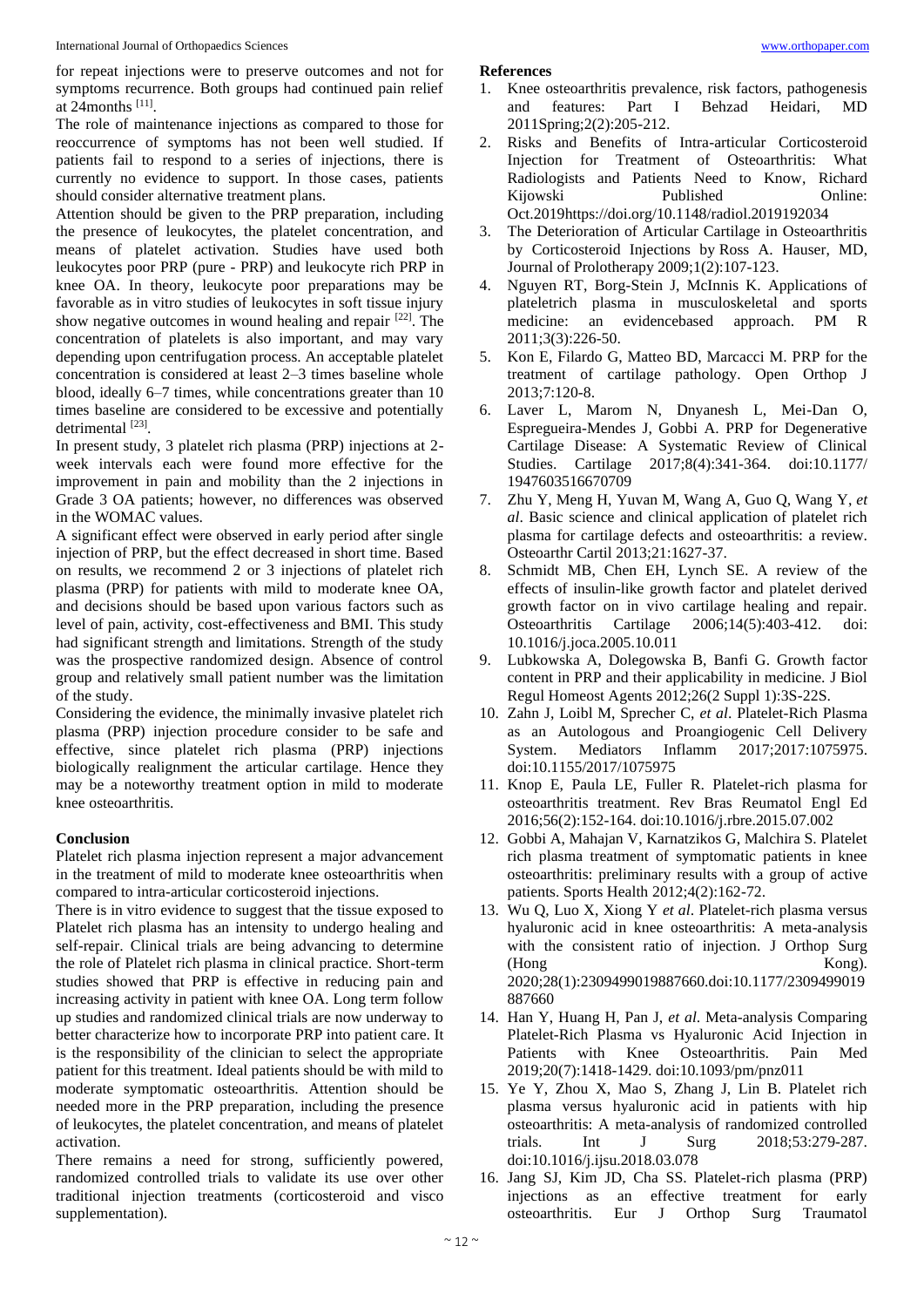for repeat injections were to preserve outcomes and not for symptoms recurrence. Both groups had continued pain relief at 24months [11].

The role of maintenance injections as compared to those for reoccurrence of symptoms has not been well studied. If patients fail to respond to a series of injections, there is currently no evidence to support. In those cases, patients should consider alternative treatment plans.

Attention should be given to the PRP preparation, including the presence of leukocytes, the platelet concentration, and means of platelet activation. Studies have used both leukocytes poor PRP (pure - PRP) and leukocyte rich PRP in knee OA. In theory, leukocyte poor preparations may be favorable as in vitro studies of leukocytes in soft tissue injury show negative outcomes in wound healing and repair [22]. The concentration of platelets is also important, and may vary depending upon centrifugation process. An acceptable platelet concentration is considered at least 2–3 times baseline whole blood, ideally 6–7 times, while concentrations greater than 10 times baseline are considered to be excessive and potentially detrimental [23].

In present study, 3 platelet rich plasma (PRP) injections at 2-week intervals each were found more effective for the improvement in pain and mobility than the 2 injections in Grade 3 OA patients; however, no differences was observed in the WOMAC values.

A significant effect were observed in early period after single injection of PRP, but the effect decreased in short time. Based on results, we recommend 2 or 3 injections of platelet rich plasma (PRP) for patients with mild to moderate knee OA, and decisions should be based upon various factors such as level of pain, activity, cost-effectiveness and BMI. This study had significant strength and limitations. Strength of the study was the prospective randomized design. Absence of control group and relatively small patient number was the limitation of the study.

Considering the evidence, the minimally invasive platelet rich plasma (PRP) injection procedure consider to be safe and effective, since platelet rich plasma (PRP) injections biologically realignment the articular cartilage. Hence they may be a noteworthy treatment option in mild to moderate knee osteoarthritis.

## Conclusion

Platelet rich plasma injection represent a major advancement in the treatment of mild to moderate knee osteoarthritis when compared to intra-articular corticosteroid injections.

There is in vitro evidence to suggest that the tissue exposed to Platelet rich plasma has an intensity to undergo healing and self-repair. Clinical trials are being advancing to determine the role of Platelet rich plasma in clinical practice. Short-term studies showed that PRP is effective in reducing pain and increasing activity in patient with knee OA. Long term follow up studies and randomized clinical trials are now underway to better characterize how to incorporate PRP into patient care. It is the responsibility of the clinician to select the appropriate patient for this treatment. Ideal patients should be with mild to moderate symptomatic osteoarthritis. Attention should be needed more in the PRP preparation, including the presence of leukocytes, the platelet concentration, and means of platelet activation.

There remains a need for strong, sufficiently powered, randomized controlled trials to validate its use over other traditional injection treatments (corticosteroid and visco supplementation).

## References

1. Knee osteoarthritis prevalence, risk factors, pathogenesis and features: Part I Behzad Heidari, MD 2011Spring;2(2):205-212.
2. Risks and Benefits of Intra-articular Corticosteroid Injection for Treatment of Osteoarthritis: What Radiologists and Patients Need to Know, Richard Kijowski Published Online: Oct.2019https://doi.org/10.1148/radiol.2019192034
3. The Deterioration of Articular Cartilage in Osteoarthritis by Corticosteroid Injections by Ross A. Hauser, MD, Journal of Prolotherapy 2009;1(2):107-123.
4. Nguyen RT, Borg-Stein J, McInnis K. Applications of plateletrich plasma in musculoskeletal and sports medicine: an evidencebased approach. PM R 2011;3(3):226-50.
5. Kon E, Filardo G, Matteo BD, Marcacci M. PRP for the treatment of cartilage pathology. Open Orthop J 2013;7:120-8.
6. Laver L, Marom N, Dnyanesh L, Mei-Dan O, Espregueira-Mendes J, Gobbi A. PRP for Degenerative Cartilage Disease: A Systematic Review of Clinical Studies. Cartilage 2017;8(4):341-364. doi:10.1177/ 1947603516670709
7. Zhu Y, Meng H, Yuvan M, Wang A, Guo Q, Wang Y, *et al*. Basic science and clinical application of platelet rich plasma for cartilage defects and osteoarthritis: a review. Osteoarthr Cartil 2013;21:1627-37.
8. Schmidt MB, Chen EH, Lynch SE. A review of the effects of insulin-like growth factor and platelet derived growth factor on in vivo cartilage healing and repair. Osteoarthritis Cartilage 2006;14(5):403-412. doi: 10.1016/j.joca.2005.10.011
9. Lubkowska A, Dolegowska B, Banfi G. Growth factor content in PRP and their applicability in medicine. J Biol Regul Homeost Agents 2012;26(2 Suppl 1):3S-22S.
10. Zahn J, Loibl M, Sprecher C, *et al*. Platelet-Rich Plasma as an Autologous and Proangiogenic Cell Delivery System. Mediators Inflamm 2017;2017:1075975. doi:10.1155/2017/1075975
11. Knop E, Paula LE, Fuller R. Platelet-rich plasma for osteoarthritis treatment. Rev Bras Reumatol Engl Ed 2016;56(2):152-164. doi:10.1016/j.rbre.2015.07.002
12. Gobbi A, Mahajan V, Karnatzikos G, Malchira S. Platelet rich plasma treatment of symptomatic patients in knee osteoarthritis: preliminary results with a group of active patients. Sports Health 2012;4(2):162-72.
13. Wu Q, Luo X, Xiong Y *et al*. Platelet-rich plasma versus hyaluronic acid in knee osteoarthritis: A meta-analysis with the consistent ratio of injection. J Orthop Surg (Hong Kong). 2020;28(1):2309499019887660.doi:10.1177/2309499019887660
14. Han Y, Huang H, Pan J, *et al*. Meta-analysis Comparing Platelet-Rich Plasma vs Hyaluronic Acid Injection in Patients with Knee Osteoarthritis. Pain Med 2019;20(7):1418-1429. doi:10.1093/pm/pnz011
15. Ye Y, Zhou X, Mao S, Zhang J, Lin B. Platelet rich plasma versus hyaluronic acid in patients with hip osteoarthritis: A meta-analysis of randomized controlled trials. Int J Surg 2018;53:279-287. doi:10.1016/j.ijsu.2018.03.078
16. Jang SJ, Kim JD, Cha SS. Platelet-rich plasma (PRP) injections as an effective treatment for early osteoarthritis. Eur J Orthop Surg Traumatol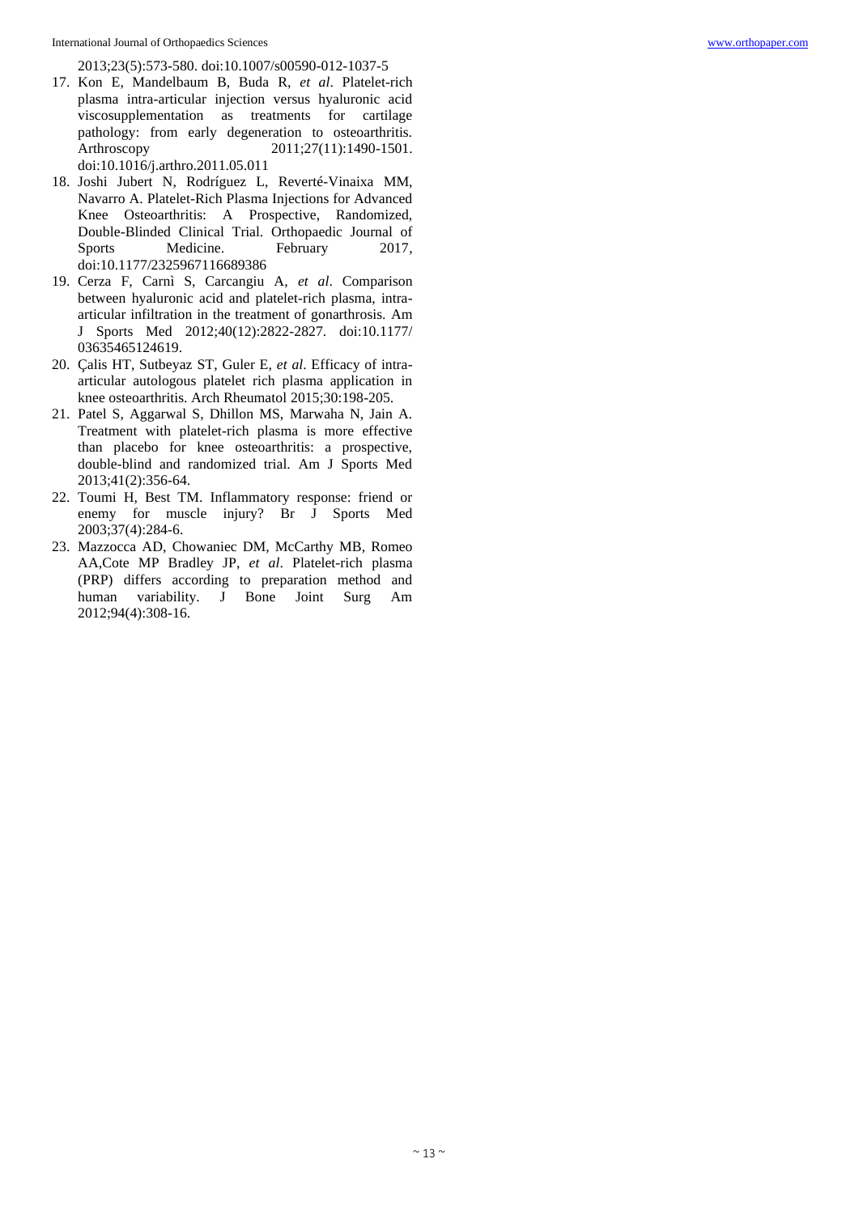2013;23(5):573-580. doi:10.1007/s00590-012-1037-5

17. Kon E, Mandelbaum B, Buda R, *et al*. Platelet-rich plasma intra-articular injection versus hyaluronic acid viscosupplementation as treatments for cartilage pathology: from early degeneration to osteoarthritis. Arthroscopy 2011;27(11):1490-1501. doi:10.1016/j.arthro.2011.05.011
18. Joshi Jubert N, Rodríguez L, Reverté-Vinaixa MM, Navarro A. Platelet-Rich Plasma Injections for Advanced Knee Osteoarthritis: A Prospective, Randomized, Double-Blinded Clinical Trial. Orthopaedic Journal of Sports Medicine. February 2017, doi:10.1177/2325967116689386
19. Cerza F, Carnì S, Carcangiu A, *et al*. Comparison between hyaluronic acid and platelet-rich plasma, intra-articular infiltration in the treatment of gonarthrosis. Am J Sports Med 2012;40(12):2822-2827. doi:10.1177/03635465124619.
20. Çalis HT, Sutbeyaz ST, Guler E, *et al*. Efficacy of intra-articular autologous platelet rich plasma application in knee osteoarthritis. Arch Rheumatol 2015;30:198-205.
21. Patel S, Aggarwal S, Dhillon MS, Marwaha N, Jain A. Treatment with platelet-rich plasma is more effective than placebo for knee osteoarthritis: a prospective, double-blind and randomized trial. Am J Sports Med 2013;41(2):356-64.
22. Toumi H, Best TM. Inflammatory response: friend or enemy for muscle injury? Br J Sports Med 2003;37(4):284-6.
23. Mazzocca AD, Chowaniec DM, McCarthy MB, Romeo AA,Cote MP Bradley JP, *et al*. Platelet-rich plasma (PRP) differs according to preparation method and human variability. J Bone Joint Surg Am 2012;94(4):308-16.